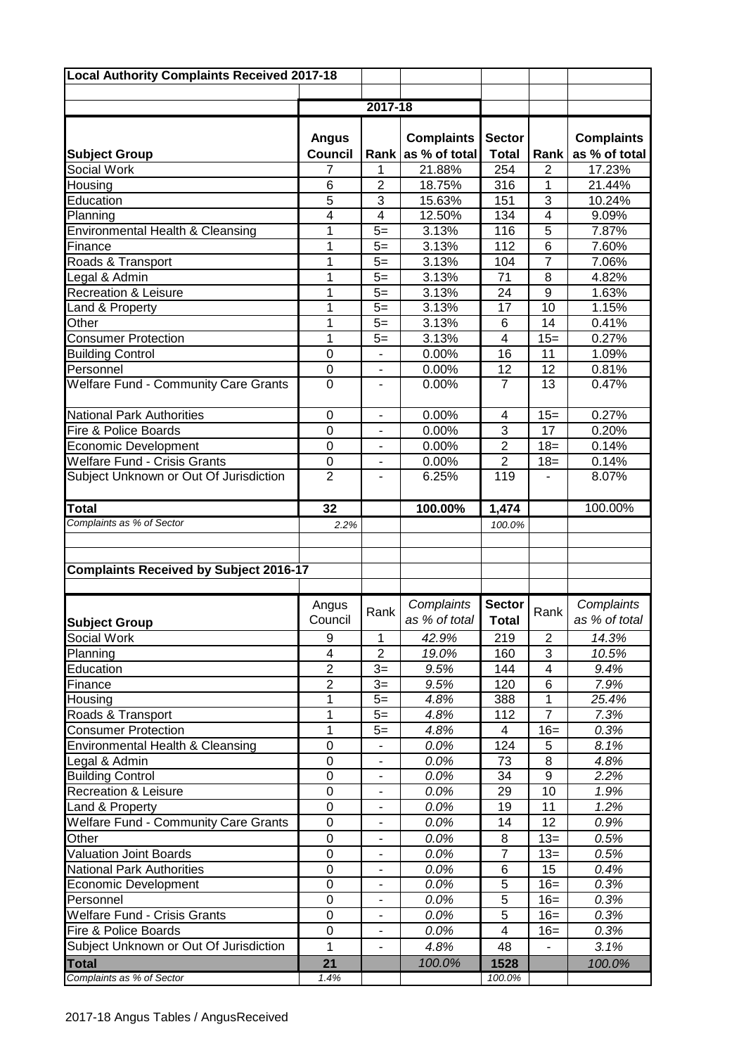## Local Authority Complaints Received 2017-18

| | 2017-18 | | | | | |
|---|---|---|---|---|---|---|
| **Subject Group** | **Angus Council** | **Rank** | **Complaints as % of total** | **Sector Total** | **Rank** | **Complaints as % of total** |
| Social Work | 7 | 1 | 21.88% | 254 | 2 | 17.23% |
| Housing | 6 | 2 | 18.75% | 316 | 1 | 21.44% |
| Education | 5 | 3 | 15.63% | 151 | 3 | 10.24% |
| Planning | 4 | 4 | 12.50% | 134 | 4 | 9.09% |
| Environmental Health & Cleansing | 1 | 5= | 3.13% | 116 | 5 | 7.87% |
| Finance | 1 | 5= | 3.13% | 112 | 6 | 7.60% |
| Roads & Transport | 1 | 5= | 3.13% | 104 | 7 | 7.06% |
| Legal & Admin | 1 | 5= | 3.13% | 71 | 8 | 4.82% |
| Recreation & Leisure | 1 | 5= | 3.13% | 24 | 9 | 1.63% |
| Land & Property | 1 | 5= | 3.13% | 17 | 10 | 1.15% |
| Other | 1 | 5= | 3.13% | 6 | 14 | 0.41% |
| Consumer Protection | 1 | 5= | 3.13% | 4 | 15= | 0.27% |
| Building Control | 0 | - | 0.00% | 16 | 11 | 1.09% |
| Personnel | 0 | - | 0.00% | 12 | 12 | 0.81% |
| Welfare Fund - Community Care Grants | 0 | - | 0.00% | 7 | 13 | 0.47% |
| National Park Authorities | 0 | - | 0.00% | 4 | 15= | 0.27% |
| Fire & Police Boards | 0 | - | 0.00% | 3 | 17 | 0.20% |
| Economic Development | 0 | - | 0.00% | 2 | 18= | 0.14% |
| Welfare Fund - Crisis Grants | 0 | - | 0.00% | 2 | 18= | 0.14% |
| Subject Unknown or Out Of Jurisdiction | 2 | - | 6.25% | 119 | - | 8.07% |
| **Total** | **32** | | **100.00%** | **1,474** | | 100.00% |
| *Complaints as % of Sector* | *2.2%* | | | *100.0%* | | |

## Complaints Received by Subject 2016-17

| **Subject Group** | Angus Council | Rank | *Complaints as % of total* | **Sector Total** | Rank | *Complaints as % of total* |
|---|---|---|---|---|---|---|
| Social Work | 9 | 1 | *42.9%* | 219 | 2 | *14.3%* |
| Planning | 4 | 2 | *19.0%* | 160 | 3 | *10.5%* |
| Education | 2 | 3= | *9.5%* | 144 | 4 | *9.4%* |
| Finance | 2 | 3= | *9.5%* | 120 | 6 | *7.9%* |
| Housing | 1 | 5= | *4.8%* | 388 | 1 | *25.4%* |
| Roads & Transport | 1 | 5= | *4.8%* | 112 | 7 | *7.3%* |
| Consumer Protection | 1 | 5= | *4.8%* | 4 | 16= | *0.3%* |
| Environmental Health & Cleansing | 0 | - | *0.0%* | 124 | 5 | *8.1%* |
| Legal & Admin | 0 | - | *0.0%* | 73 | 8 | *4.8%* |
| Building Control | 0 | - | *0.0%* | 34 | 9 | *2.2%* |
| Recreation & Leisure | 0 | - | *0.0%* | 29 | 10 | *1.9%* |
| Land & Property | 0 | - | *0.0%* | 19 | 11 | *1.2%* |
| Welfare Fund - Community Care Grants | 0 | - | *0.0%* | 14 | 12 | *0.9%* |
| Other | 0 | - | *0.0%* | 8 | 13= | *0.5%* |
| Valuation Joint Boards | 0 | - | *0.0%* | 7 | 13= | *0.5%* |
| National Park Authorities | 0 | - | *0.0%* | 6 | 15 | *0.4%* |
| Economic Development | 0 | - | *0.0%* | 5 | 16= | *0.3%* |
| Personnel | 0 | - | *0.0%* | 5 | 16= | *0.3%* |
| Welfare Fund - Crisis Grants | 0 | - | *0.0%* | 5 | 16= | *0.3%* |
| Fire & Police Boards | 0 | - | *0.0%* | 4 | 16= | *0.3%* |
| Subject Unknown or Out Of Jurisdiction | 1 | - | *4.8%* | 48 | - | *3.1%* |
| **Total** | **21** | | *100.0%* | **1528** | | *100.0%* |
| *Complaints as % of Sector* | *1.4%* | | | *100.0%* | | |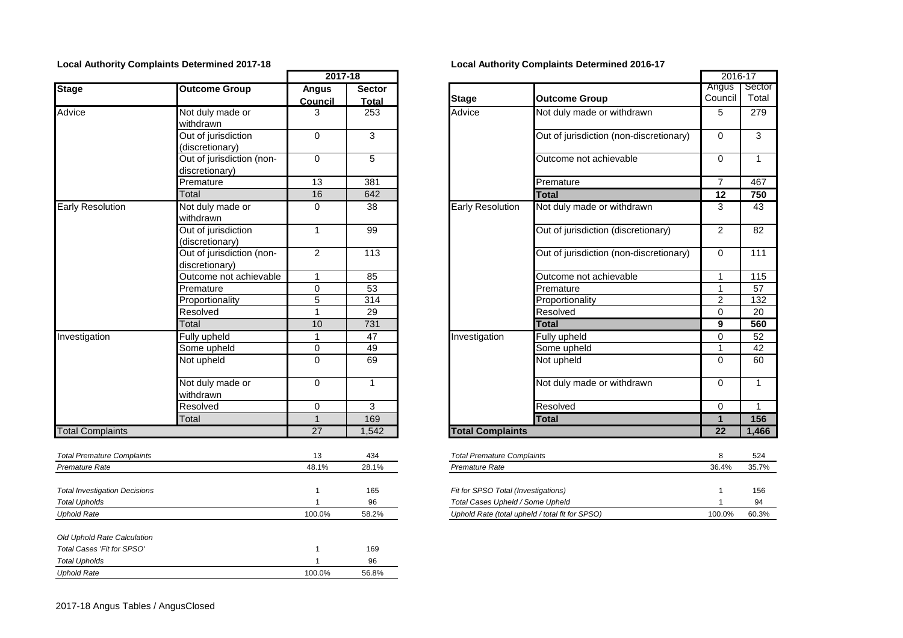**Local Authority Complaints Determined 2017-18**

| Stage | Outcome Group | 2017-18 Angus Council | Sector Total |
|---|---|---|---|
| Advice | Not duly made or withdrawn | 3 | 253 |
| | Out of jurisdiction (discretionary) | 0 | 3 |
| | Out of jurisdiction (non-discretionary) | 0 | 5 |
| | Premature | 13 | 381 |
| | Total | 16 | 642 |
| Early Resolution | Not duly made or withdrawn | 0 | 38 |
| | Out of jurisdiction (discretionary) | 1 | 99 |
| | Out of jurisdiction (non-discretionary) | 2 | 113 |
| | Outcome not achievable | 1 | 85 |
| | Premature | 0 | 53 |
| | Proportionality | 5 | 314 |
| | Resolved | 1 | 29 |
| | Total | 10 | 731 |
| Investigation | Fully upheld | 1 | 47 |
| | Some upheld | 0 | 49 |
| | Not upheld | 0 | 69 |
| | Not duly made or withdrawn | 0 | 1 |
| | Resolved | 0 | 3 |
| | Total | 1 | 169 |
| Total Complaints | | 27 | 1,542 |

| | Angus Council | Sector Total |
|---|---|---|
| *Total Premature Complaints* | 13 | 434 |
| *Premature Rate* | 48.1% | 28.1% |
| *Total Investigation Decisions* | 1 | 165 |
| *Total Upholds* | 1 | 96 |
| *Uphold Rate* | 100.0% | 58.2% |
| *Old Uphold Rate Calculation* | | |
| *Total Cases 'Fit for SPSO'* | 1 | 169 |
| *Total Upholds* | 1 | 96 |
| *Uphold Rate* | 100.0% | 56.8% |

**Local Authority Complaints Determined 2016-17**

| Stage | Outcome Group | 2016-17 Angus Council | Sector Total |
|---|---|---|---|
| Advice | Not duly made or withdrawn | 5 | 279 |
| | Out of jurisdiction (non-discretionary) | 0 | 3 |
| | Outcome not achievable | 0 | 1 |
| | Premature | 7 | 467 |
| | **Total** | **12** | **750** |
| Early Resolution | Not duly made or withdrawn | 3 | 43 |
| | Out of jurisdiction (discretionary) | 2 | 82 |
| | Out of jurisdiction (non-discretionary) | 0 | 111 |
| | Outcome not achievable | 1 | 115 |
| | Premature | 1 | 57 |
| | Proportionality | 2 | 132 |
| | Resolved | 0 | 20 |
| | **Total** | **9** | **560** |
| Investigation | Fully upheld | 0 | 52 |
| | Some upheld | 1 | 42 |
| | Not upheld | 0 | 60 |
| | Not duly made or withdrawn | 0 | 1 |
| | Resolved | 0 | 1 |
| | **Total** | **1** | **156** |
| **Total Complaints** | | **22** | **1,466** |

| | Angus Council | Sector Total |
|---|---|---|
| *Total Premature Complaints* | 8 | 524 |
| *Premature Rate* | 36.4% | 35.7% |
| *Fit for SPSO Total (Investigations)* | 1 | 156 |
| *Total Cases Upheld / Some Upheld* | 1 | 94 |
| *Uphold Rate (total upheld / total fit for SPSO)* | 100.0% | 60.3% |

2017-18 Angus Tables / AngusClosed